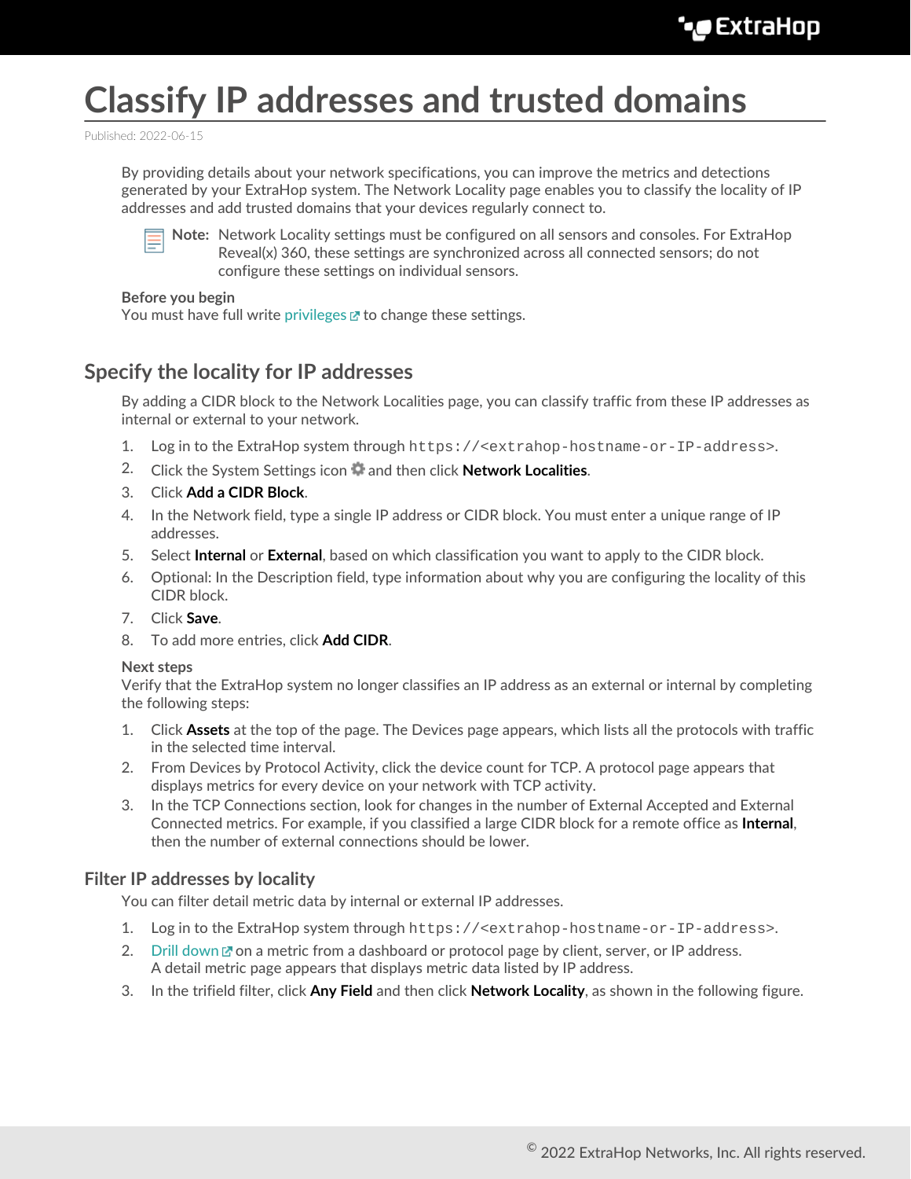# Classify IP addresses and trusted domains

Published: 2022-06-15

By providing details about your network specifications, you can improve the metrics and detections generated by your ExtraHop system. The Network Locality page enables you to classify the locality of IP addresses and add trusted domains that your devices regularly connect to.

**Note:** Network Locality settings must be configured on all sensors and consoles. For ExtraHop Reveal(x) 360, these settings are synchronized across all connected sensors; do not configure these settings on individual sensors.

**Before you begin**

You must have full write privileges to change these settings.

## Specify the locality for IP addresses

By adding a CIDR block to the Network Localities page, you can classify traffic from these IP addresses as internal or external to your network.

1. Log in to the ExtraHop system through `https://<extrahop-hostname-or-IP-address>`.
2. Click the System Settings icon and then click **Network Localities**.
3. Click **Add a CIDR Block**.
4. In the Network field, type a single IP address or CIDR block. You must enter a unique range of IP addresses.
5. Select **Internal** or **External**, based on which classification you want to apply to the CIDR block.
6. Optional: In the Description field, type information about why you are configuring the locality of this CIDR block.
7. Click **Save**.
8. To add more entries, click **Add CIDR**.

**Next steps**

Verify that the ExtraHop system no longer classifies an IP address as an external or internal by completing the following steps:

1. Click **Assets** at the top of the page. The Devices page appears, which lists all the protocols with traffic in the selected time interval.
2. From Devices by Protocol Activity, click the device count for TCP. A protocol page appears that displays metrics for every device on your network with TCP activity.
3. In the TCP Connections section, look for changes in the number of External Accepted and External Connected metrics. For example, if you classified a large CIDR block for a remote office as **Internal**, then the number of external connections should be lower.

### Filter IP addresses by locality

You can filter detail metric data by internal or external IP addresses.

1. Log in to the ExtraHop system through `https://<extrahop-hostname-or-IP-address>`.
2. Drill down on a metric from a dashboard or protocol page by client, server, or IP address.
   A detail metric page appears that displays metric data listed by IP address.
3. In the trifield filter, click **Any Field** and then click **Network Locality**, as shown in the following figure.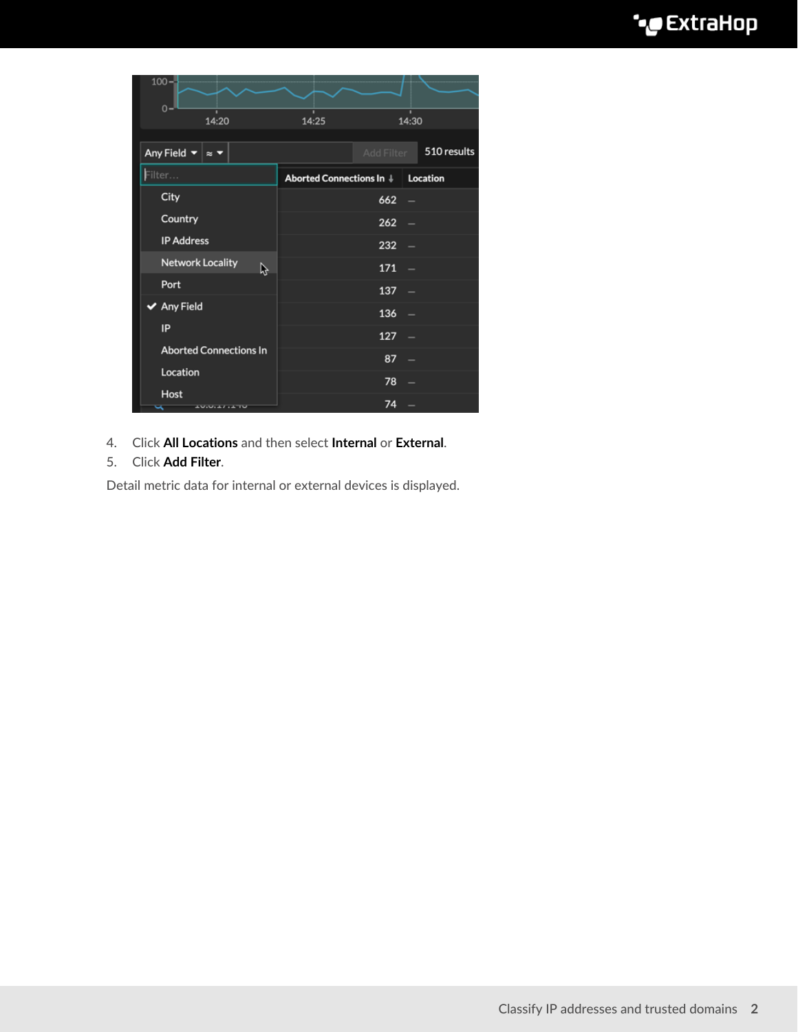4. Click **All Locations** and then select **Internal** or **External**.
5. Click **Add Filter**.

Detail metric data for internal or external devices is displayed.